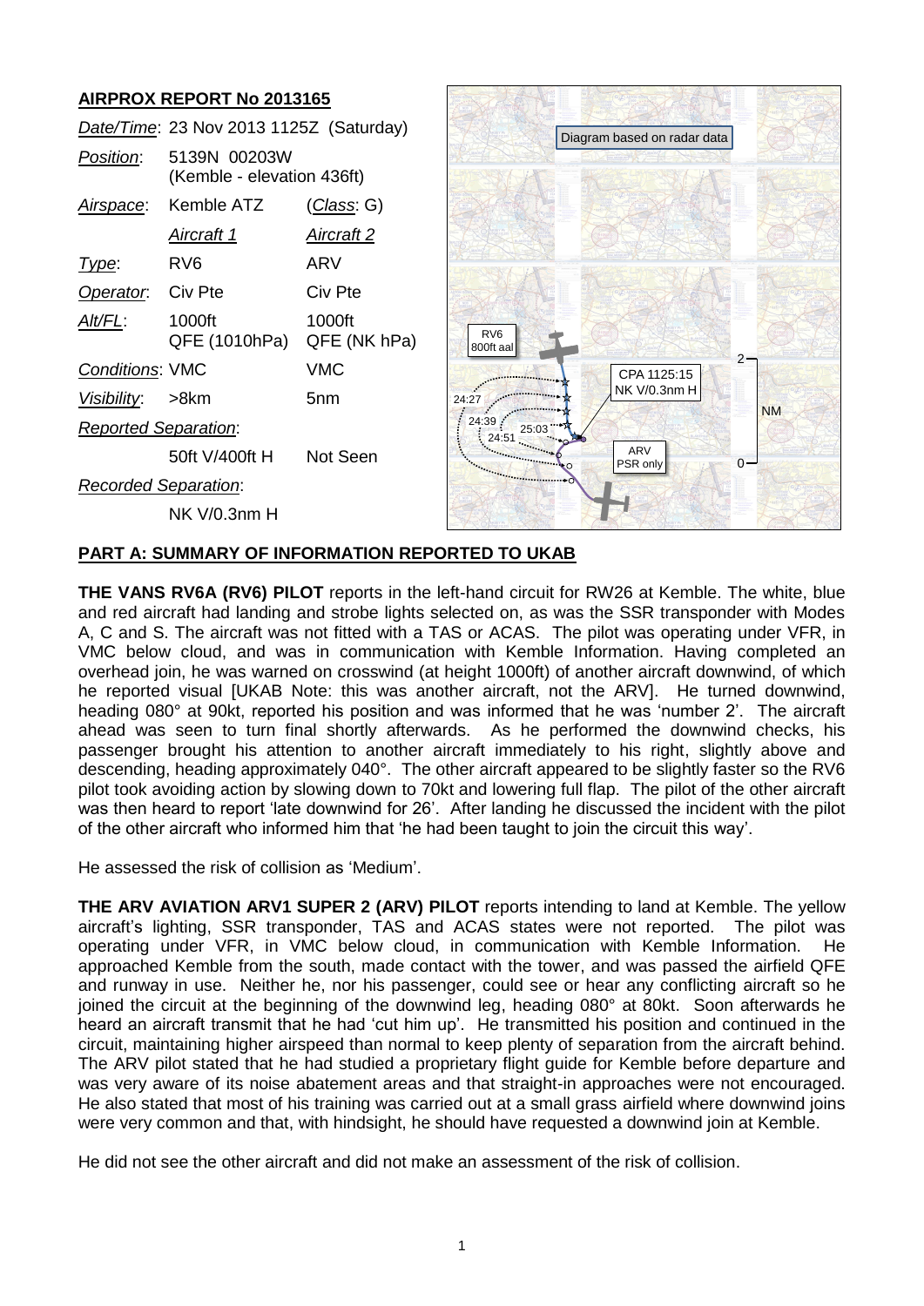## AIRPROX REPORT No 2013165

| | | |
|---|---|---|
| *Date/Time*: | 23 Nov 2013 1125Z (Saturday) | |
| *Position*: | 5139N 00203W (Kemble - elevation 436ft) | |
| *Airspace*: | Kemble ATZ | (*Class*: G) |
| | *Aircraft 1* | *Aircraft 2* |
| *Type*: | RV6 | ARV |
| *Operator*: | Civ Pte | Civ Pte |
| *Alt/FL*: | 1000ft QFE (1010hPa) | 1000ft QFE (NK hPa) |
| *Conditions*: | VMC | VMC |
| *Visibility*: | >8km | 5nm |
| *Reported Separation*: | | |
| | 50ft V/400ft H | Not Seen |
| *Recorded Separation*: | | |
| | NK V/0.3nm H | |

Diagram based on radar data

RV6 800ft aal

24:27

24:39

24:51

25:03

CPA 1125:15 NK V/0.3nm H

ARV PSR only

2

NM

0

## PART A: SUMMARY OF INFORMATION REPORTED TO UKAB

**THE VANS RV6A (RV6) PILOT** reports in the left-hand circuit for RW26 at Kemble. The white, blue and red aircraft had landing and strobe lights selected on, as was the SSR transponder with Modes A, C and S. The aircraft was not fitted with a TAS or ACAS. The pilot was operating under VFR, in VMC below cloud, and was in communication with Kemble Information. Having completed an overhead join, he was warned on crosswind (at height 1000ft) of another aircraft downwind, of which he reported visual [UKAB Note: this was another aircraft, not the ARV]. He turned downwind, heading 080° at 90kt, reported his position and was informed that he was 'number 2'. The aircraft ahead was seen to turn final shortly afterwards. As he performed the downwind checks, his passenger brought his attention to another aircraft immediately to his right, slightly above and descending, heading approximately 040°. The other aircraft appeared to be slightly faster so the RV6 pilot took avoiding action by slowing down to 70kt and lowering full flap. The pilot of the other aircraft was then heard to report 'late downwind for 26'. After landing he discussed the incident with the pilot of the other aircraft who informed him that 'he had been taught to join the circuit this way'.

He assessed the risk of collision as 'Medium'.

**THE ARV AVIATION ARV1 SUPER 2 (ARV) PILOT** reports intending to land at Kemble. The yellow aircraft's lighting, SSR transponder, TAS and ACAS states were not reported. The pilot was operating under VFR, in VMC below cloud, in communication with Kemble Information. He approached Kemble from the south, made contact with the tower, and was passed the airfield QFE and runway in use. Neither he, nor his passenger, could see or hear any conflicting aircraft so he joined the circuit at the beginning of the downwind leg, heading 080° at 80kt. Soon afterwards he heard an aircraft transmit that he had 'cut him up'. He transmitted his position and continued in the circuit, maintaining higher airspeed than normal to keep plenty of separation from the aircraft behind. The ARV pilot stated that he had studied a proprietary flight guide for Kemble before departure and was very aware of its noise abatement areas and that straight-in approaches were not encouraged. He also stated that most of his training was carried out at a small grass airfield where downwind joins were very common and that, with hindsight, he should have requested a downwind join at Kemble.

He did not see the other aircraft and did not make an assessment of the risk of collision.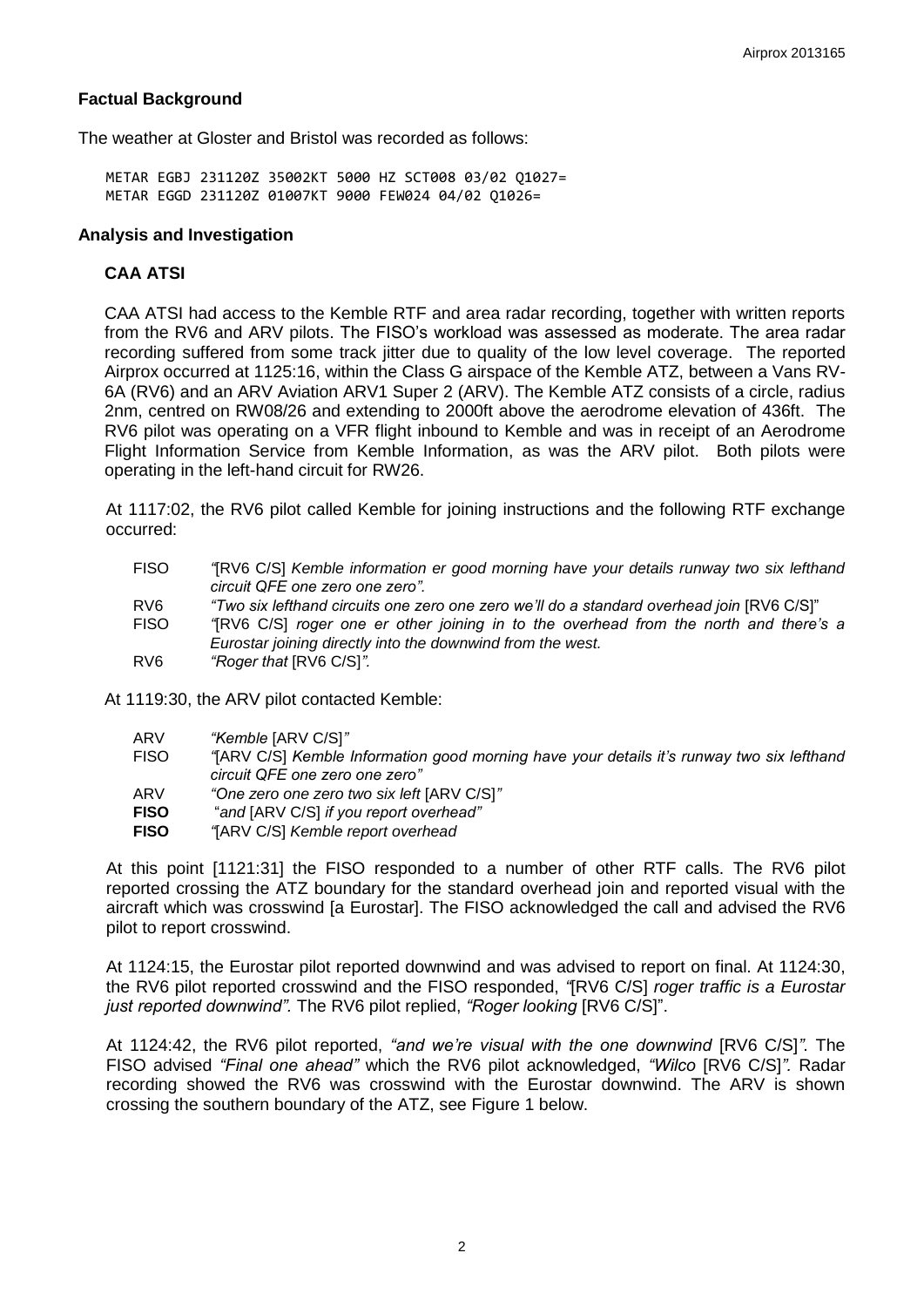## Factual Background

The weather at Gloster and Bristol was recorded as follows:

```
METAR EGBJ 231120Z 35002KT 5000 HZ SCT008 03/02 Q1027=
METAR EGGD 231120Z 01007KT 9000 FEW024 04/02 Q1026=
```

## Analysis and Investigation

### CAA ATSI

CAA ATSI had access to the Kemble RTF and area radar recording, together with written reports from the RV6 and ARV pilots. The FISO's workload was assessed as moderate. The area radar recording suffered from some track jitter due to quality of the low level coverage. The reported Airprox occurred at 1125:16, within the Class G airspace of the Kemble ATZ, between a Vans RV-6A (RV6) and an ARV Aviation ARV1 Super 2 (ARV). The Kemble ATZ consists of a circle, radius 2nm, centred on RW08/26 and extending to 2000ft above the aerodrome elevation of 436ft. The RV6 pilot was operating on a VFR flight inbound to Kemble and was in receipt of an Aerodrome Flight Information Service from Kemble Information, as was the ARV pilot. Both pilots were operating in the left-hand circuit for RW26.

At 1117:02, the RV6 pilot called Kemble for joining instructions and the following RTF exchange occurred:

| | |
|---|---|
| FISO | *"*[RV6 C/S] *Kemble information er good morning have your details runway two six lefthand circuit QFE one zero one zero".* |
| RV6 | *"Two six lefthand circuits one zero one zero we'll do a standard overhead join* [RV6 C/S]" |
| FISO | *"*[RV6 C/S] *roger one er other joining in to the overhead from the north and there's a Eurostar joining directly into the downwind from the west.* |
| RV6 | *"Roger that* [RV6 C/S]*".* |

At 1119:30, the ARV pilot contacted Kemble:

| | |
|---|---|
| ARV | *"Kemble* [ARV C/S]*"* |
| FISO | *"*[ARV C/S] *Kemble Information good morning have your details it's runway two six lefthand circuit QFE one zero one zero"* |
| ARV | *"One zero one zero two six left* [ARV C/S]*"* |
| **FISO** | "*and* [ARV C/S] *if you report overhead"* |
| **FISO** | *"*[ARV C/S] *Kemble report overhead* |

At this point [1121:31] the FISO responded to a number of other RTF calls. The RV6 pilot reported crossing the ATZ boundary for the standard overhead join and reported visual with the aircraft which was crosswind [a Eurostar]. The FISO acknowledged the call and advised the RV6 pilot to report crosswind.

At 1124:15, the Eurostar pilot reported downwind and was advised to report on final. At 1124:30, the RV6 pilot reported crosswind and the FISO responded, *"*[RV6 C/S] *roger traffic is a Eurostar just reported downwind".* The RV6 pilot replied, *"Roger looking* [RV6 C/S]".

At 1124:42, the RV6 pilot reported, *"and we're visual with the one downwind* [RV6 C/S]*"*. The FISO advised *"Final one ahead"* which the RV6 pilot acknowledged, *"Wilco* [RV6 C/S]*".* Radar recording showed the RV6 was crosswind with the Eurostar downwind. The ARV is shown crossing the southern boundary of the ATZ, see Figure 1 below.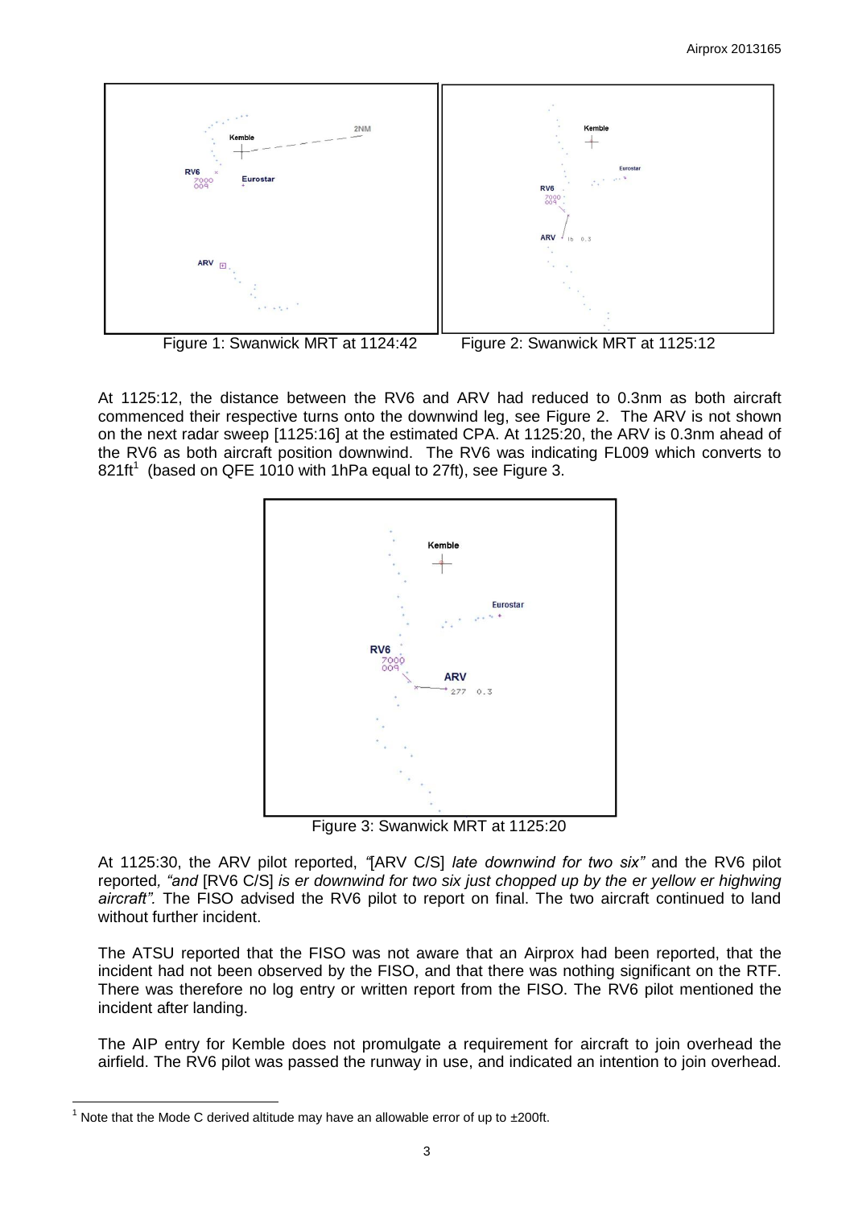Figure 1: Swanwick MRT at 1124:42 Figure 2: Swanwick MRT at 1125:12

At 1125:12, the distance between the RV6 and ARV had reduced to 0.3nm as both aircraft commenced their respective turns onto the downwind leg, see Figure 2. The ARV is not shown on the next radar sweep [1125:16] at the estimated CPA. At 1125:20, the ARV is 0.3nm ahead of the RV6 as both aircraft position downwind. The RV6 was indicating FL009 which converts to 821ft[1] (based on QFE 1010 with 1hPa equal to 27ft), see Figure 3.

Figure 3: Swanwick MRT at 1125:20

At 1125:30, the ARV pilot reported, *"*[ARV C/S] *late downwind for two six"* and the RV6 pilot reported*, "and* [RV6 C/S] *is er downwind for two six just chopped up by the er yellow er highwing aircraft".* The FISO advised the RV6 pilot to report on final. The two aircraft continued to land without further incident.

The ATSU reported that the FISO was not aware that an Airprox had been reported, that the incident had not been observed by the FISO, and that there was nothing significant on the RTF. There was therefore no log entry or written report from the FISO. The RV6 pilot mentioned the incident after landing.

The AIP entry for Kemble does not promulgate a requirement for aircraft to join overhead the airfield. The RV6 pilot was passed the runway in use, and indicated an intention to join overhead.

[1] Note that the Mode C derived altitude may have an allowable error of up to ±200ft.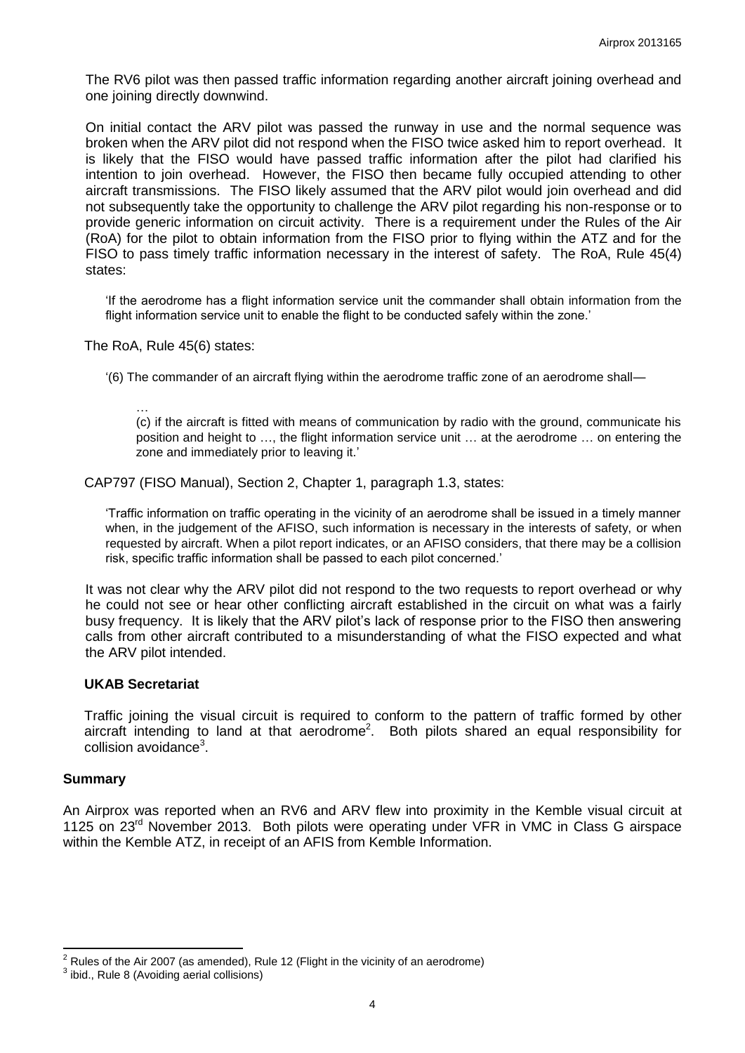The RV6 pilot was then passed traffic information regarding another aircraft joining overhead and one joining directly downwind.

On initial contact the ARV pilot was passed the runway in use and the normal sequence was broken when the ARV pilot did not respond when the FISO twice asked him to report overhead. It is likely that the FISO would have passed traffic information after the pilot had clarified his intention to join overhead. However, the FISO then became fully occupied attending to other aircraft transmissions. The FISO likely assumed that the ARV pilot would join overhead and did not subsequently take the opportunity to challenge the ARV pilot regarding his non-response or to provide generic information on circuit activity. There is a requirement under the Rules of the Air (RoA) for the pilot to obtain information from the FISO prior to flying within the ATZ and for the FISO to pass timely traffic information necessary in the interest of safety. The RoA, Rule 45(4) states:

> 'If the aerodrome has a flight information service unit the commander shall obtain information from the flight information service unit to enable the flight to be conducted safely within the zone.'

The RoA, Rule 45(6) states:

> '(6) The commander of an aircraft flying within the aerodrome traffic zone of an aerodrome shall—
>
> …
>
> (c) if the aircraft is fitted with means of communication by radio with the ground, communicate his position and height to …, the flight information service unit … at the aerodrome … on entering the zone and immediately prior to leaving it.'

CAP797 (FISO Manual), Section 2, Chapter 1, paragraph 1.3, states:

> 'Traffic information on traffic operating in the vicinity of an aerodrome shall be issued in a timely manner when, in the judgement of the AFISO, such information is necessary in the interests of safety, or when requested by aircraft. When a pilot report indicates, or an AFISO considers, that there may be a collision risk, specific traffic information shall be passed to each pilot concerned.'

It was not clear why the ARV pilot did not respond to the two requests to report overhead or why he could not see or hear other conflicting aircraft established in the circuit on what was a fairly busy frequency. It is likely that the ARV pilot's lack of response prior to the FISO then answering calls from other aircraft contributed to a misunderstanding of what the FISO expected and what the ARV pilot intended.

### UKAB Secretariat

Traffic joining the visual circuit is required to conform to the pattern of traffic formed by other aircraft intending to land at that aerodrome[2]. Both pilots shared an equal responsibility for collision avoidance[3].

## Summary

An Airprox was reported when an RV6 and ARV flew into proximity in the Kemble visual circuit at 1125 on 23rd November 2013. Both pilots were operating under VFR in VMC in Class G airspace within the Kemble ATZ, in receipt of an AFIS from Kemble Information.

---

[2] Rules of the Air 2007 (as amended), Rule 12 (Flight in the vicinity of an aerodrome)

[3] ibid., Rule 8 (Avoiding aerial collisions)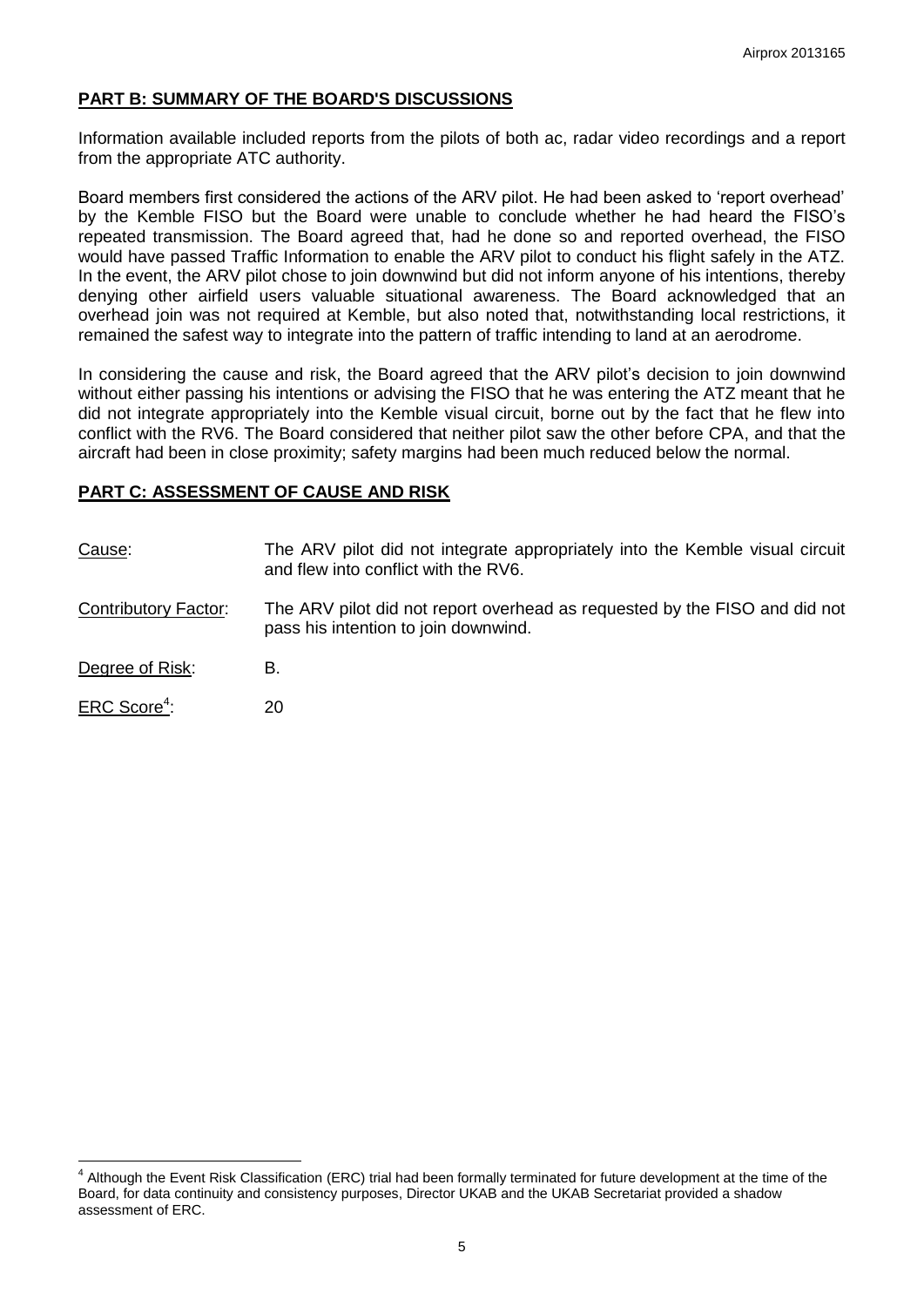## PART B: SUMMARY OF THE BOARD'S DISCUSSIONS

Information available included reports from the pilots of both ac, radar video recordings and a report from the appropriate ATC authority.

Board members first considered the actions of the ARV pilot. He had been asked to 'report overhead' by the Kemble FISO but the Board were unable to conclude whether he had heard the FISO's repeated transmission. The Board agreed that, had he done so and reported overhead, the FISO would have passed Traffic Information to enable the ARV pilot to conduct his flight safely in the ATZ. In the event, the ARV pilot chose to join downwind but did not inform anyone of his intentions, thereby denying other airfield users valuable situational awareness. The Board acknowledged that an overhead join was not required at Kemble, but also noted that, notwithstanding local restrictions, it remained the safest way to integrate into the pattern of traffic intending to land at an aerodrome.

In considering the cause and risk, the Board agreed that the ARV pilot's decision to join downwind without either passing his intentions or advising the FISO that he was entering the ATZ meant that he did not integrate appropriately into the Kemble visual circuit, borne out by the fact that he flew into conflict with the RV6. The Board considered that neither pilot saw the other before CPA, and that the aircraft had been in close proximity; safety margins had been much reduced below the normal.

## PART C: ASSESSMENT OF CAUSE AND RISK

Cause: The ARV pilot did not integrate appropriately into the Kemble visual circuit and flew into conflict with the RV6.

Contributory Factor: The ARV pilot did not report overhead as requested by the FISO and did not pass his intention to join downwind.

Degree of Risk: B.

ERC Score[4]: 20

[4] Although the Event Risk Classification (ERC) trial had been formally terminated for future development at the time of the Board, for data continuity and consistency purposes, Director UKAB and the UKAB Secretariat provided a shadow assessment of ERC.